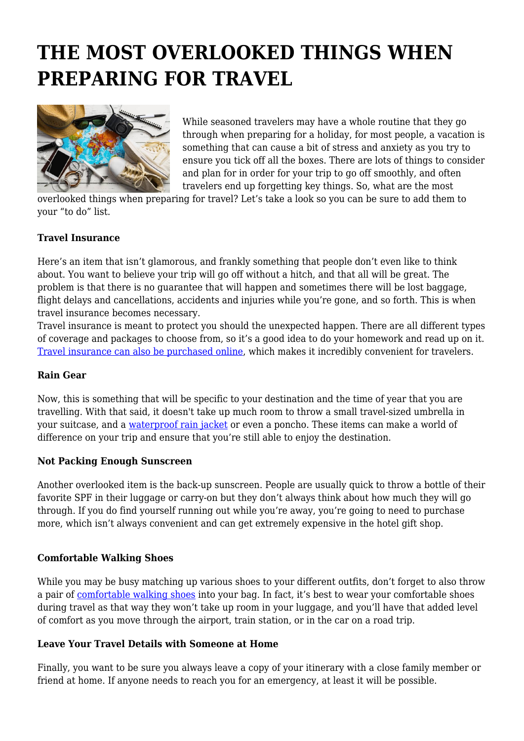# THE MOST OVERLOOKED THINGS WHEN PREPARING FOR TRAVEL

While seasoned travelers may have a whole routine that they go through when preparing for a holiday, for most people, a vacation is something that can cause a bit of stress and anxiety as you try to ensure you tick off all the boxes. There are lots of things to consider and plan for in order for your trip to go off smoothly, and often travelers end up forgetting key things. So, what are the most overlooked things when preparing for travel? Let's take a look so you can be sure to add them to your "to do" list.

**Travel Insurance**

Here's an item that isn't glamorous, and frankly something that people don't even like to think about. You want to believe your trip will go off without a hitch, and that all will be great. The problem is that there is no guarantee that will happen and sometimes there will be lost baggage, flight delays and cancellations, accidents and injuries while you're gone, and so forth. This is when travel insurance becomes necessary.

Travel insurance is meant to protect you should the unexpected happen. There are all different types of coverage and packages to choose from, so it's a good idea to do your homework and read up on it. Travel insurance can also be purchased online, which makes it incredibly convenient for travelers.

**Rain Gear**

Now, this is something that will be specific to your destination and the time of year that you are travelling. With that said, it doesn't take up much room to throw a small travel-sized umbrella in your suitcase, and a waterproof rain jacket or even a poncho. These items can make a world of difference on your trip and ensure that you're still able to enjoy the destination.

**Not Packing Enough Sunscreen**

Another overlooked item is the back-up sunscreen. People are usually quick to throw a bottle of their favorite SPF in their luggage or carry-on but they don't always think about how much they will go through. If you do find yourself running out while you're away, you're going to need to purchase more, which isn't always convenient and can get extremely expensive in the hotel gift shop.

**Comfortable Walking Shoes**

While you may be busy matching up various shoes to your different outfits, don't forget to also throw a pair of comfortable walking shoes into your bag. In fact, it's best to wear your comfortable shoes during travel as that way they won't take up room in your luggage, and you'll have that added level of comfort as you move through the airport, train station, or in the car on a road trip.

**Leave Your Travel Details with Someone at Home**

Finally, you want to be sure you always leave a copy of your itinerary with a close family member or friend at home. If anyone needs to reach you for an emergency, at least it will be possible.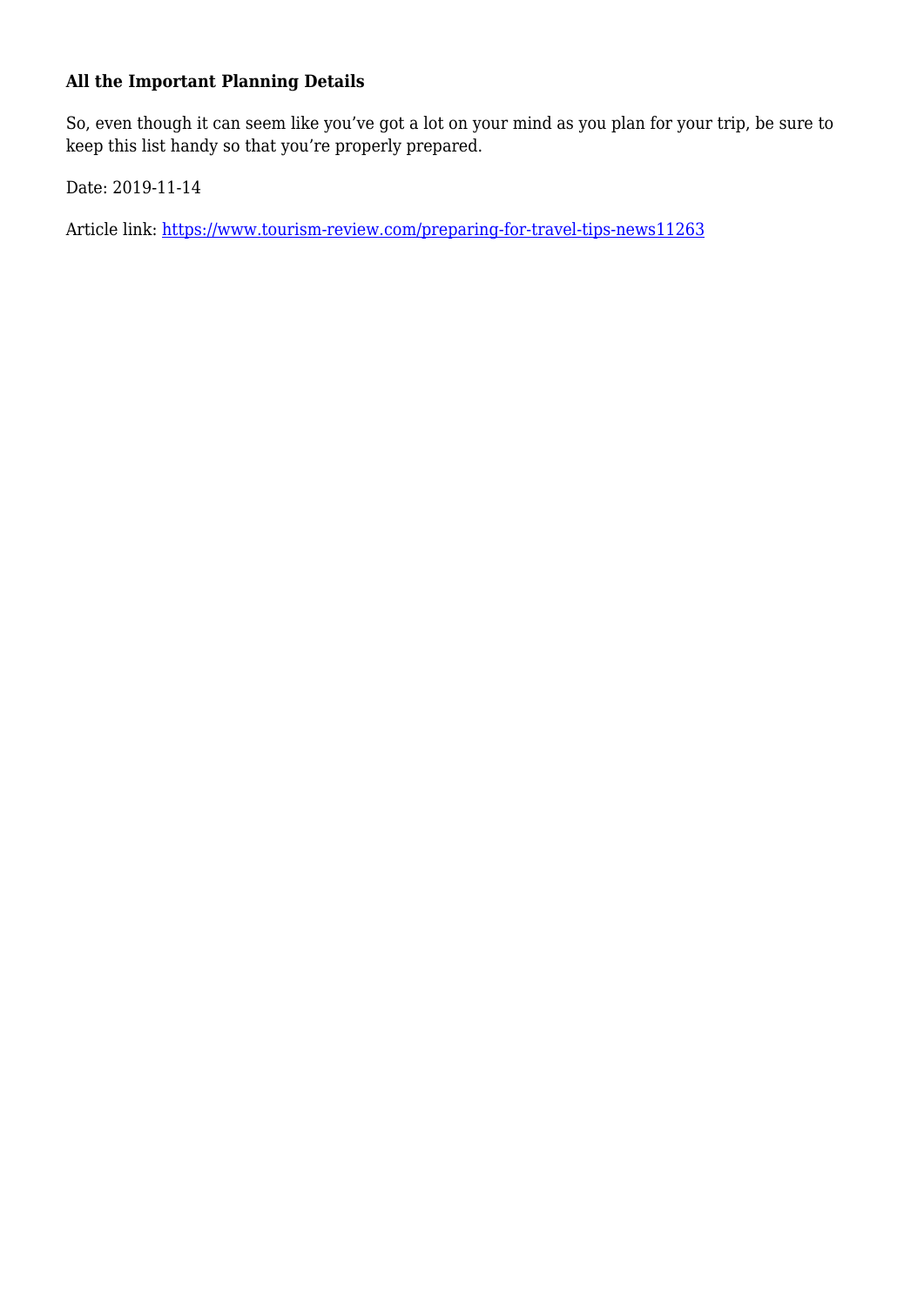**All the Important Planning Details**

So, even though it can seem like you've got a lot on your mind as you plan for your trip, be sure to keep this list handy so that you're properly prepared.

Date: 2019-11-14

Article link: [https://www.tourism-review.com/preparing-for-travel-tips-news11263](https://www.tourism-review.com/preparing-for-travel-tips-news11263)